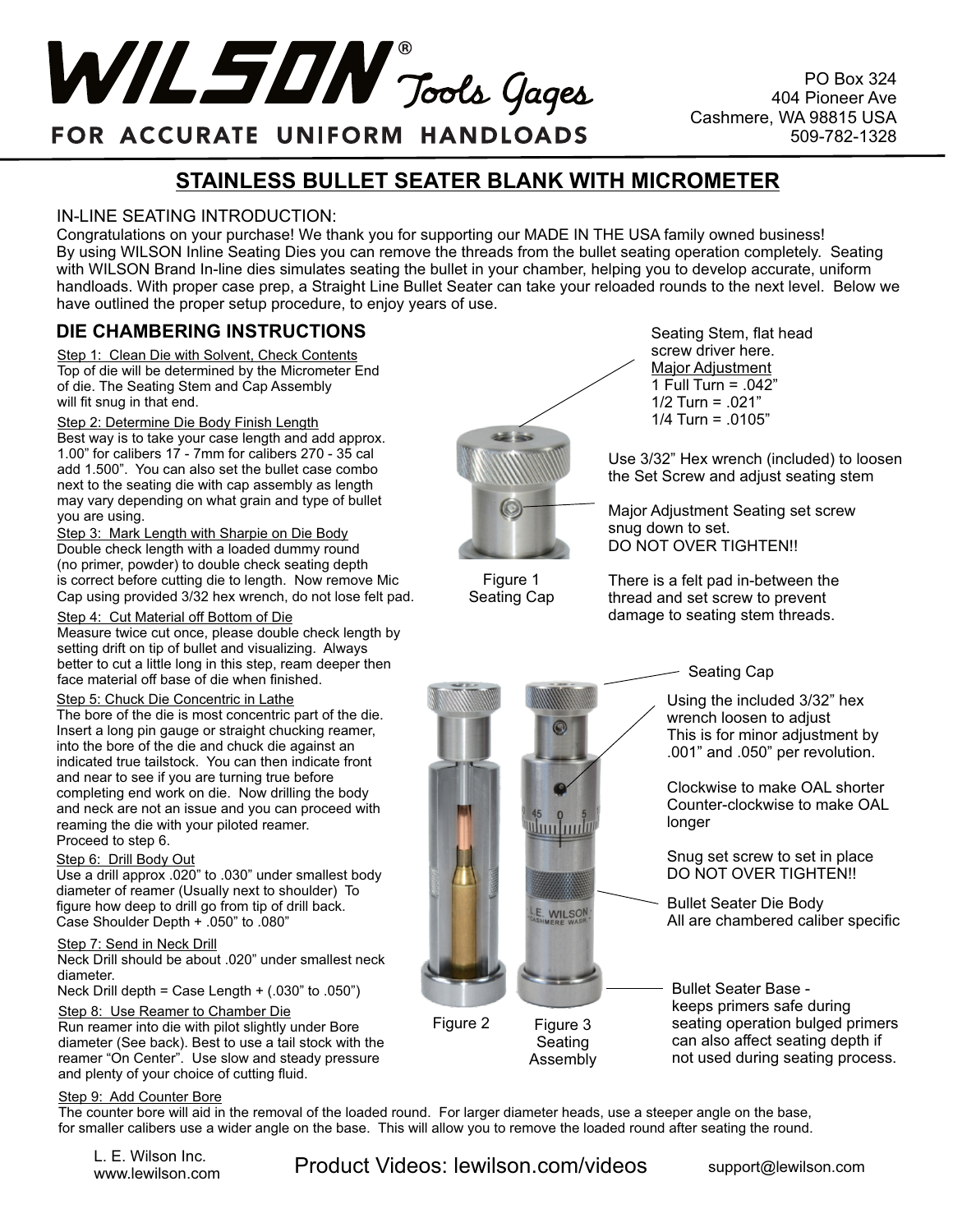# WILSON® Tools Gages

**FOR ACCURATE UNIFORM HANDLOADS**

PO Box 324
404 Pioneer Ave
Cashmere, WA 98815 USA
509-782-1328

## STAINLESS BULLET SEATER BLANK WITH MICROMETER

IN-LINE SEATING INTRODUCTION:
Congratulations on your purchase! We thank you for supporting our MADE IN THE USA family owned business! By using WILSON Inline Seating Dies you can remove the threads from the bullet seating operation completely. Seating with WILSON Brand In-line dies simulates seating the bullet in your chamber, helping you to develop accurate, uniform handloads. With proper case prep, a Straight Line Bullet Seater can take your reloaded rounds to the next level. Below we have outlined the proper setup procedure, to enjoy years of use.

### DIE CHAMBERING INSTRUCTIONS

Step 1: Clean Die with Solvent, Check Contents
Top of die will be determined by the Micrometer End of die. The Seating Stem and Cap Assembly will fit snug in that end.

Step 2: Determine Die Body Finish Length
Best way is to take your case length and add approx. 1.00" for calibers 17 - 7mm for calibers 270 - 35 cal add 1.500". You can also set the bullet case combo next to the seating die with cap assembly as length may vary depending on what grain and type of bullet you are using.

Step 3: Mark Length with Sharpie on Die Body
Double check length with a loaded dummy round (no primer, powder) to double check seating depth is correct before cutting die to length. Now remove Mic Cap using provided 3/32 hex wrench, do not lose felt pad.

Step 4: Cut Material off Bottom of Die
Measure twice cut once, please double check length by setting drift on tip of bullet and visualizing. Always better to cut a little long in this step, ream deeper then face material off base of die when finished.

Step 5: Chuck Die Concentric in Lathe
The bore of the die is most concentric part of the die. Insert a long pin gauge or straight chucking reamer, into the bore of the die and chuck die against an indicated true tailstock. You can then indicate front and near to see if you are turning true before completing end work on die. Now drilling the body and neck are not an issue and you can proceed with reaming the die with your piloted reamer.
Proceed to step 6.

Step 6: Drill Body Out
Use a drill approx .020" to .030" under smallest body diameter of reamer (Usually next to shoulder) To figure how deep to drill go from tip of drill back.
Case Shoulder Depth + .050" to .080"

Step 7: Send in Neck Drill
Neck Drill should be about .020" under smallest neck diameter.
Neck Drill depth = Case Length + (.030" to .050")

Step 8: Use Reamer to Chamber Die
Run reamer into die with pilot slightly under Bore diameter (See back). Best to use a tail stock with the reamer "On Center". Use slow and steady pressure and plenty of your choice of cutting fluid.

Step 9: Add Counter Bore
The counter bore will aid in the removal of the loaded round. For larger diameter heads, use a steeper angle on the base, for smaller calibers use a wider angle on the base. This will allow you to remove the loaded round after seating the round.

Seating Stem, flat head screw driver here.
Major Adjustment
1 Full Turn = .042"
1/2 Turn = .021"
1/4 Turn = .0105"

Use 3/32" Hex wrench (included) to loosen the Set Screw and adjust seating stem

Major Adjustment Seating set screw snug down to set.
DO NOT OVER TIGHTEN!!

There is a felt pad in-between the thread and set screw to prevent damage to seating stem threads.

Figure 1
Seating Cap

Seating Cap

Using the included 3/32" hex wrench loosen to adjust
This is for minor adjustment by .001" and .050" per revolution.

Clockwise to make OAL shorter
Counter-clockwise to make OAL longer

Snug set screw to set in place
DO NOT OVER TIGHTEN!!

Bullet Seater Die Body
All are chambered caliber specific

Bullet Seater Base - keeps primers safe during seating operation bulged primers can also affect seating depth if not used during seating process.

Figure 2

Figure 3
Seating Assembly

L. E. Wilson Inc.
www.lewilson.com

Product Videos: lewilson.com/videos

support@lewilson.com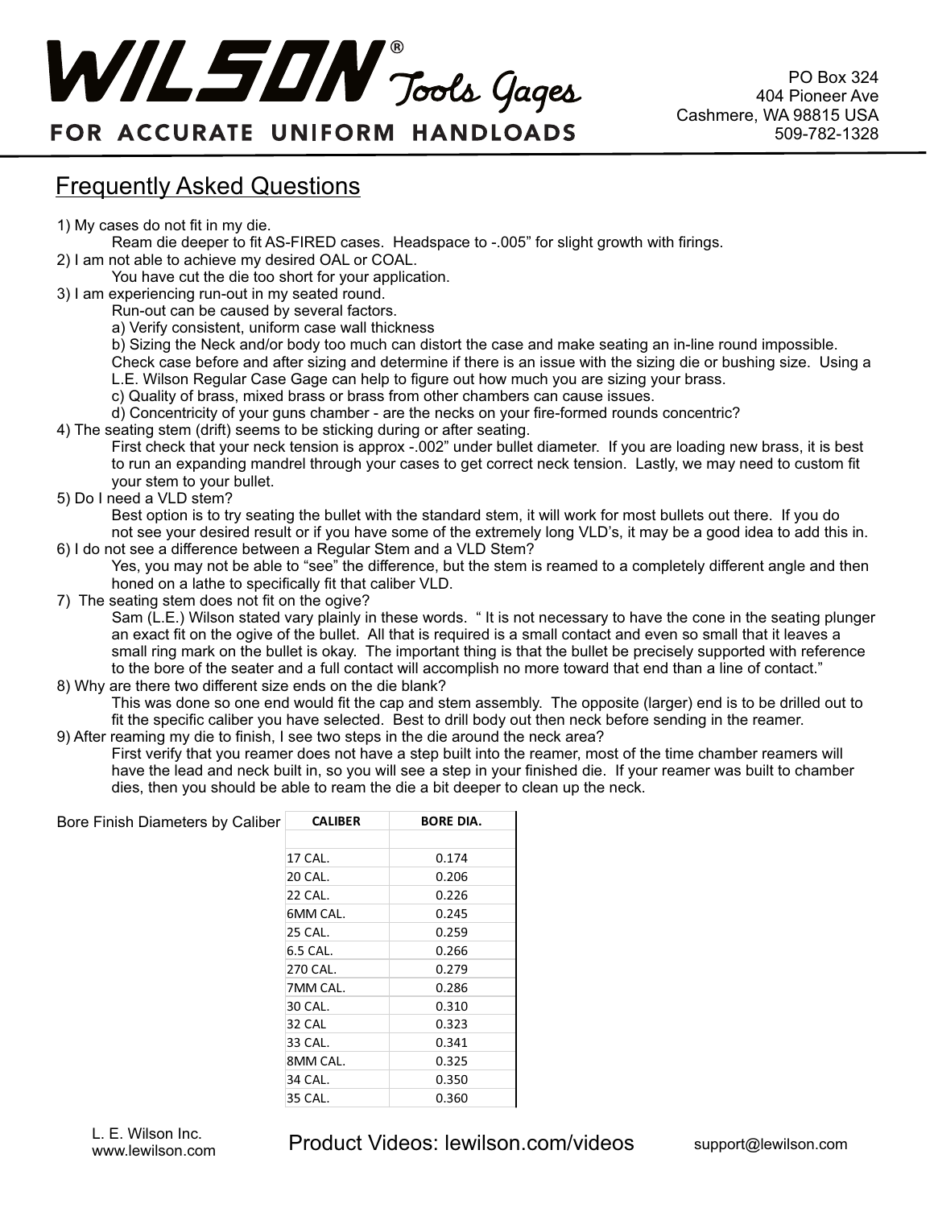# WILSON® Tools Gages

FOR ACCURATE UNIFORM HANDLOADS

PO Box 324
404 Pioneer Ave
Cashmere, WA 98815 USA
509-782-1328

## Frequently Asked Questions

1) My cases do not fit in my die.
   Ream die deeper to fit AS-FIRED cases. Headspace to -.005" for slight growth with firings.

2) I am not able to achieve my desired OAL or COAL.
   You have cut the die too short for your application.

3) I am experiencing run-out in my seated round.
   Run-out can be caused by several factors.
   a) Verify consistent, uniform case wall thickness
   b) Sizing the Neck and/or body too much can distort the case and make seating an in-line round impossible. Check case before and after sizing and determine if there is an issue with the sizing die or bushing size. Using a L.E. Wilson Regular Case Gage can help to figure out how much you are sizing your brass.
   c) Quality of brass, mixed brass or brass from other chambers can cause issues.
   d) Concentricity of your guns chamber - are the necks on your fire-formed rounds concentric?

4) The seating stem (drift) seems to be sticking during or after seating.
   First check that your neck tension is approx -.002" under bullet diameter. If you are loading new brass, it is best to run an expanding mandrel through your cases to get correct neck tension. Lastly, we may need to custom fit your stem to your bullet.

5) Do I need a VLD stem?
   Best option is to try seating the bullet with the standard stem, it will work for most bullets out there. If you do not see your desired result or if you have some of the extremely long VLD's, it may be a good idea to add this in.

6) I do not see a difference between a Regular Stem and a VLD Stem?
   Yes, you may not be able to "see" the difference, but the stem is reamed to a completely different angle and then honed on a lathe to specifically fit that caliber VLD.

7) The seating stem does not fit on the ogive?
   Sam (L.E.) Wilson stated vary plainly in these words. " It is not necessary to have the cone in the seating plunger an exact fit on the ogive of the bullet. All that is required is a small contact and even so small that it leaves a small ring mark on the bullet is okay. The important thing is that the bullet be precisely supported with reference to the bore of the seater and a full contact will accomplish no more toward that end than a line of contact."

8) Why are there two different size ends on the die blank?
   This was done so one end would fit the cap and stem assembly. The opposite (larger) end is to be drilled out to fit the specific caliber you have selected. Best to drill body out then neck before sending in the reamer.

9) After reaming my die to finish, I see two steps in the die around the neck area?
   First verify that you reamer does not have a step built into the reamer, most of the time chamber reamers will have the lead and neck built in, so you will see a step in your finished die. If your reamer was built to chamber dies, then you should be able to ream the die a bit deeper to clean up the neck.

Bore Finish Diameters by Caliber

| CALIBER | BORE DIA. |
|---|---|
| | |
| 17 CAL. | 0.174 |
| 20 CAL. | 0.206 |
| 22 CAL. | 0.226 |
| 6MM CAL. | 0.245 |
| 25 CAL. | 0.259 |
| 6.5 CAL. | 0.266 |
| 270 CAL. | 0.279 |
| 7MM CAL. | 0.286 |
| 30 CAL. | 0.310 |
| 32 CAL | 0.323 |
| 33 CAL. | 0.341 |
| 8MM CAL. | 0.325 |
| 34 CAL. | 0.350 |
| 35 CAL. | 0.360 |

L. E. Wilson Inc.
www.lewilson.com

Product Videos: lewilson.com/videos

support@lewilson.com